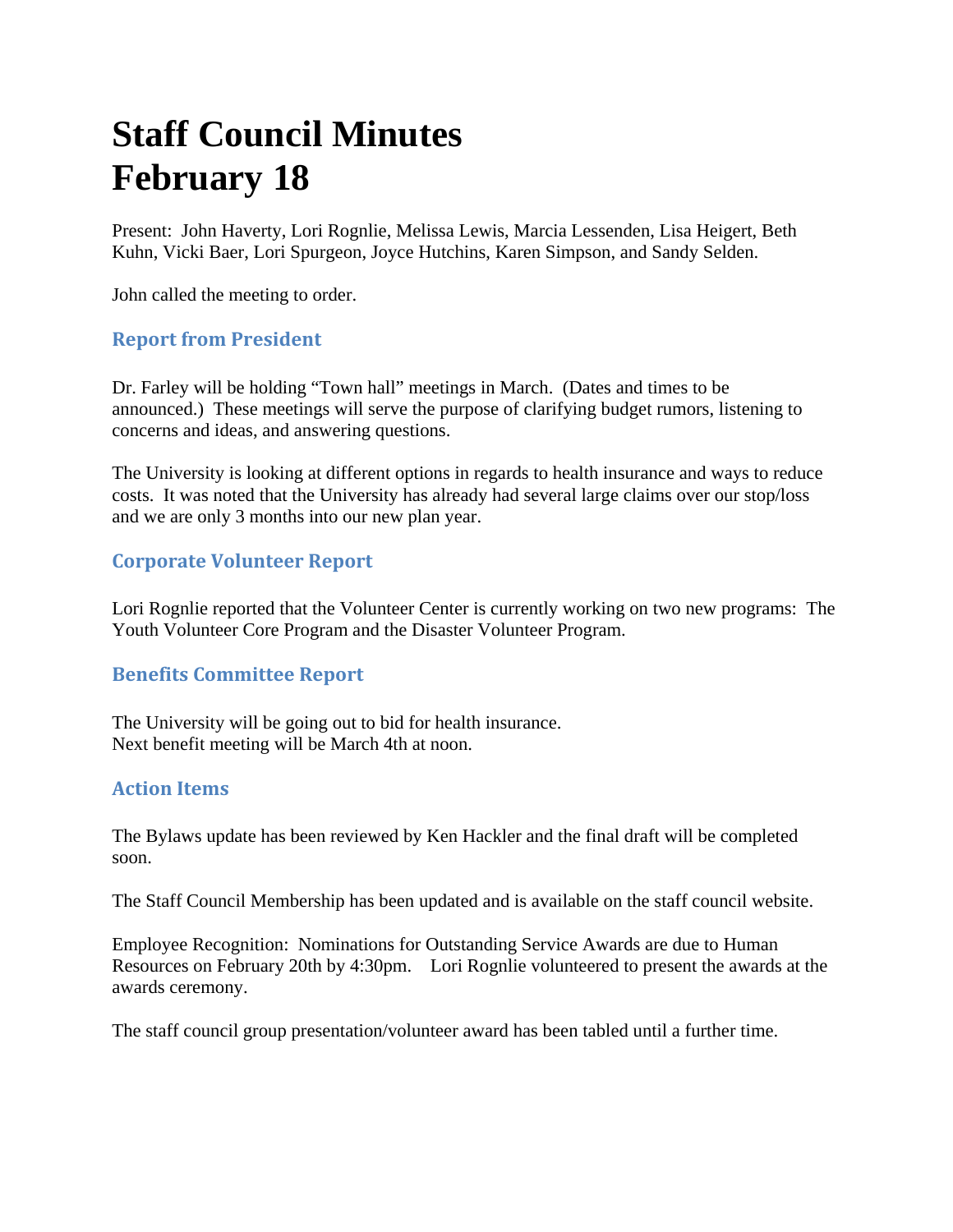# Staff Council Minutes
# February 18

Present: John Haverty, Lori Rognlie, Melissa Lewis, Marcia Lessenden, Lisa Heigert, Beth Kuhn, Vicki Baer, Lori Spurgeon, Joyce Hutchins, Karen Simpson, and Sandy Selden.

John called the meeting to order.

## Report from President

Dr. Farley will be holding "Town hall" meetings in March. (Dates and times to be announced.) These meetings will serve the purpose of clarifying budget rumors, listening to concerns and ideas, and answering questions.

The University is looking at different options in regards to health insurance and ways to reduce costs. It was noted that the University has already had several large claims over our stop/loss and we are only 3 months into our new plan year.

## Corporate Volunteer Report

Lori Rognlie reported that the Volunteer Center is currently working on two new programs: The Youth Volunteer Core Program and the Disaster Volunteer Program.

## Benefits Committee Report

The University will be going out to bid for health insurance.
Next benefit meeting will be March 4th at noon.

## Action Items

The Bylaws update has been reviewed by Ken Hackler and the final draft will be completed soon.

The Staff Council Membership has been updated and is available on the staff council website.

Employee Recognition: Nominations for Outstanding Service Awards are due to Human Resources on February 20th by 4:30pm. Lori Rognlie volunteered to present the awards at the awards ceremony.

The staff council group presentation/volunteer award has been tabled until a further time.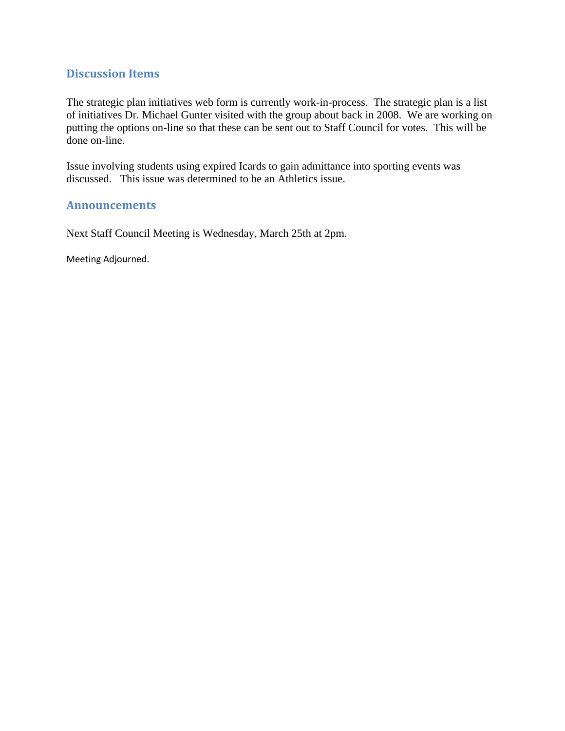## Discussion Items

The strategic plan initiatives web form is currently work-in-process. The strategic plan is a list of initiatives Dr. Michael Gunter visited with the group about back in 2008. We are working on putting the options on-line so that these can be sent out to Staff Council for votes. This will be done on-line.

Issue involving students using expired Icards to gain admittance into sporting events was discussed. This issue was determined to be an Athletics issue.

## Announcements

Next Staff Council Meeting is Wednesday, March 25th at 2pm.

Meeting Adjourned.